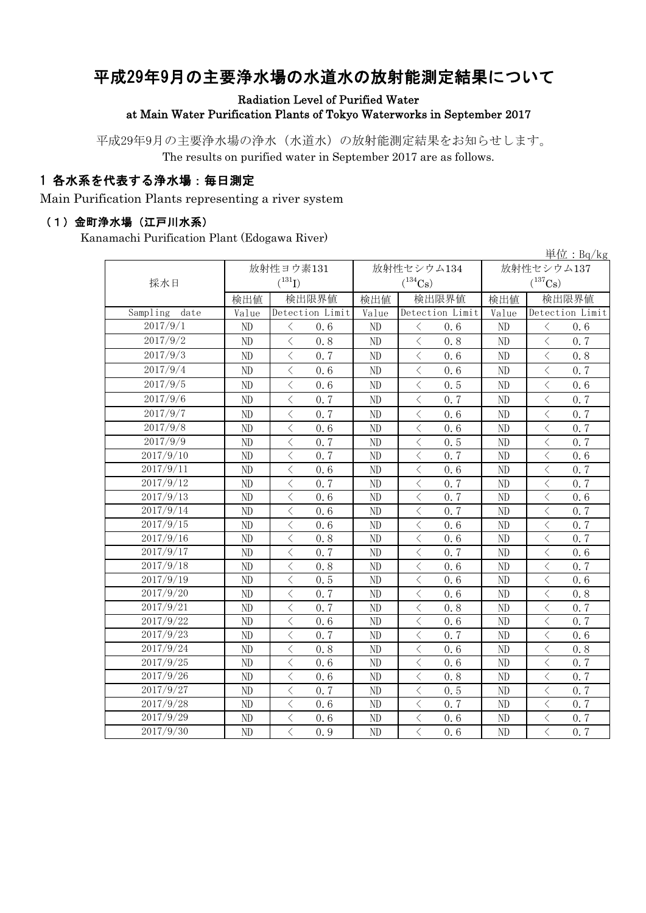# 平成29年9月の主要浄水場の水道水の放射能測定結果について

**Radiation Level of Purified Water at Main Water Purification Plants of Tokyo Waterworks in September 2017**

平成29年9月の主要浄水場の浄水（水道水）の放射能測定結果をお知らせします。
The results on purified water in September 2017 are as follows.

## 1 各水系を代表する浄水場：毎日測定

Main Purification Plants representing a river system

### （1）金町浄水場（江戸川水系）

Kanamachi Purification Plant (Edogawa River)

単位：Bq/kg

| 採水日 | 放射性ヨウ素131 ($^{131}I$) | | 放射性セシウム134 ($^{134}Cs$) | | 放射性セシウム137 ($^{137}Cs$) | |
|---|---|---|---|---|---|---|
| | 検出値 | 検出限界値 | 検出値 | 検出限界値 | 検出値 | 検出限界値 |
| Sampling date | Value | Detection Limit | Value | Detection Limit | Value | Detection Limit |
| 2017/9/1 | ND | ＜ 0.6 | ND | ＜ 0.6 | ND | ＜ 0.6 |
| 2017/9/2 | ND | ＜ 0.8 | ND | ＜ 0.8 | ND | ＜ 0.7 |
| 2017/9/3 | ND | ＜ 0.7 | ND | ＜ 0.6 | ND | ＜ 0.8 |
| 2017/9/4 | ND | ＜ 0.6 | ND | ＜ 0.6 | ND | ＜ 0.7 |
| 2017/9/5 | ND | ＜ 0.6 | ND | ＜ 0.5 | ND | ＜ 0.6 |
| 2017/9/6 | ND | ＜ 0.7 | ND | ＜ 0.7 | ND | ＜ 0.7 |
| 2017/9/7 | ND | ＜ 0.7 | ND | ＜ 0.6 | ND | ＜ 0.7 |
| 2017/9/8 | ND | ＜ 0.6 | ND | ＜ 0.6 | ND | ＜ 0.7 |
| 2017/9/9 | ND | ＜ 0.7 | ND | ＜ 0.5 | ND | ＜ 0.7 |
| 2017/9/10 | ND | ＜ 0.7 | ND | ＜ 0.7 | ND | ＜ 0.6 |
| 2017/9/11 | ND | ＜ 0.6 | ND | ＜ 0.6 | ND | ＜ 0.7 |
| 2017/9/12 | ND | ＜ 0.7 | ND | ＜ 0.7 | ND | ＜ 0.7 |
| 2017/9/13 | ND | ＜ 0.6 | ND | ＜ 0.7 | ND | ＜ 0.6 |
| 2017/9/14 | ND | ＜ 0.6 | ND | ＜ 0.7 | ND | ＜ 0.7 |
| 2017/9/15 | ND | ＜ 0.6 | ND | ＜ 0.6 | ND | ＜ 0.7 |
| 2017/9/16 | ND | ＜ 0.8 | ND | ＜ 0.6 | ND | ＜ 0.7 |
| 2017/9/17 | ND | ＜ 0.7 | ND | ＜ 0.7 | ND | ＜ 0.6 |
| 2017/9/18 | ND | ＜ 0.8 | ND | ＜ 0.6 | ND | ＜ 0.7 |
| 2017/9/19 | ND | ＜ 0.5 | ND | ＜ 0.6 | ND | ＜ 0.6 |
| 2017/9/20 | ND | ＜ 0.7 | ND | ＜ 0.6 | ND | ＜ 0.8 |
| 2017/9/21 | ND | ＜ 0.7 | ND | ＜ 0.8 | ND | ＜ 0.7 |
| 2017/9/22 | ND | ＜ 0.6 | ND | ＜ 0.6 | ND | ＜ 0.7 |
| 2017/9/23 | ND | ＜ 0.7 | ND | ＜ 0.7 | ND | ＜ 0.6 |
| 2017/9/24 | ND | ＜ 0.8 | ND | ＜ 0.6 | ND | ＜ 0.8 |
| 2017/9/25 | ND | ＜ 0.6 | ND | ＜ 0.6 | ND | ＜ 0.7 |
| 2017/9/26 | ND | ＜ 0.6 | ND | ＜ 0.8 | ND | ＜ 0.7 |
| 2017/9/27 | ND | ＜ 0.7 | ND | ＜ 0.5 | ND | ＜ 0.7 |
| 2017/9/28 | ND | ＜ 0.6 | ND | ＜ 0.7 | ND | ＜ 0.7 |
| 2017/9/29 | ND | ＜ 0.6 | ND | ＜ 0.6 | ND | ＜ 0.7 |
| 2017/9/30 | ND | ＜ 0.9 | ND | ＜ 0.6 | ND | ＜ 0.7 |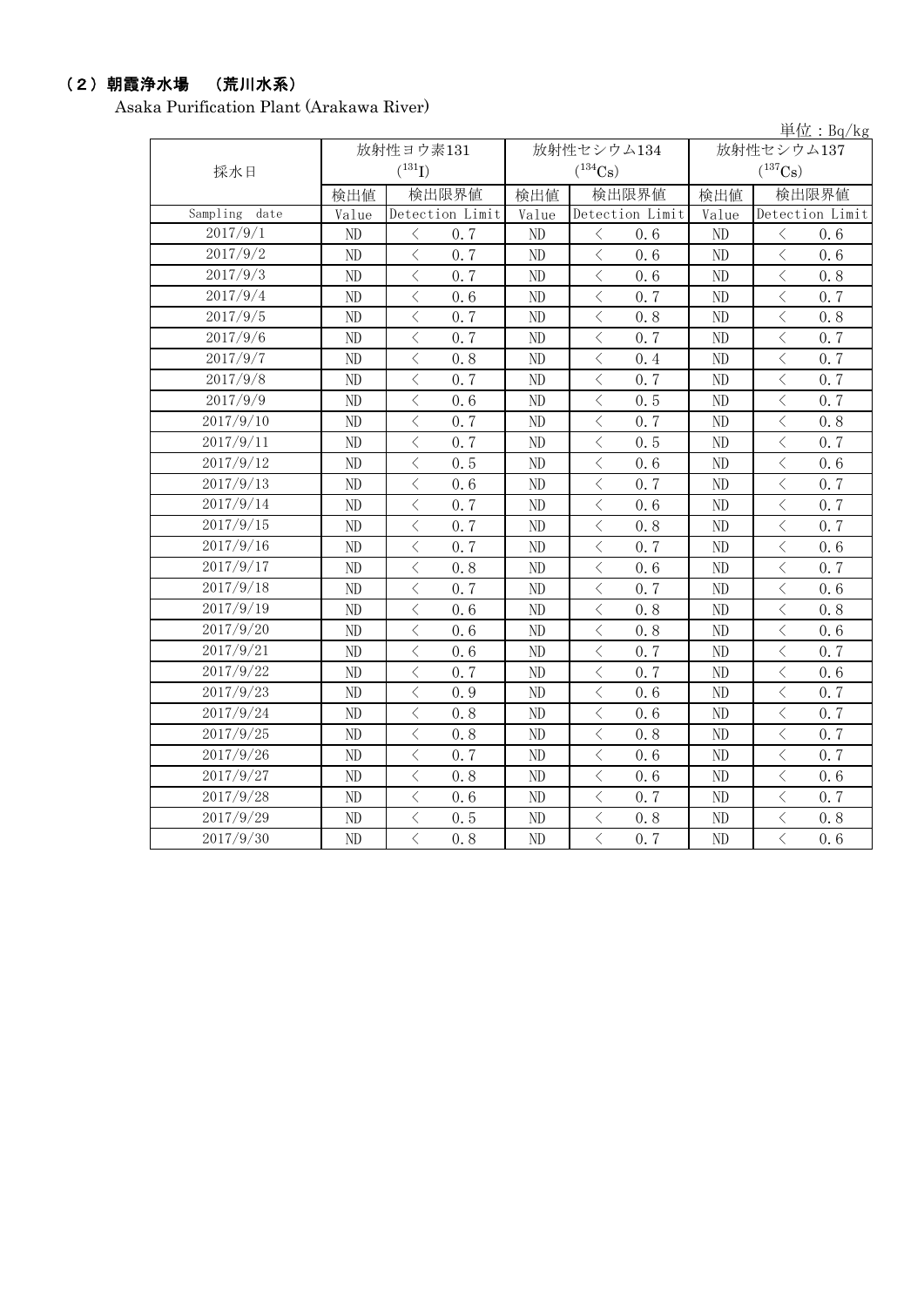## （2）朝霞浄水場　（荒川水系）

Asaka Purification Plant (Arakawa River)

単位：Bq/kg

| 採水日 | 放射性ヨウ素131 ($^{131}I$) | | 放射性セシウム134 ($^{134}Cs$) | | 放射性セシウム137 ($^{137}Cs$) | |
|---|---|---|---|---|---|---|
| | 検出値 | 検出限界値 | 検出値 | 検出限界値 | 検出値 | 検出限界値 |
| Sampling date | Value | Detection Limit | Value | Detection Limit | Value | Detection Limit |
| 2017/9/1 | ND | ＜ 0.7 | ND | ＜ 0.6 | ND | ＜ 0.6 |
| 2017/9/2 | ND | ＜ 0.7 | ND | ＜ 0.6 | ND | ＜ 0.6 |
| 2017/9/3 | ND | ＜ 0.7 | ND | ＜ 0.6 | ND | ＜ 0.8 |
| 2017/9/4 | ND | ＜ 0.6 | ND | ＜ 0.7 | ND | ＜ 0.7 |
| 2017/9/5 | ND | ＜ 0.7 | ND | ＜ 0.8 | ND | ＜ 0.8 |
| 2017/9/6 | ND | ＜ 0.7 | ND | ＜ 0.7 | ND | ＜ 0.7 |
| 2017/9/7 | ND | ＜ 0.8 | ND | ＜ 0.4 | ND | ＜ 0.7 |
| 2017/9/8 | ND | ＜ 0.7 | ND | ＜ 0.7 | ND | ＜ 0.7 |
| 2017/9/9 | ND | ＜ 0.6 | ND | ＜ 0.5 | ND | ＜ 0.7 |
| 2017/9/10 | ND | ＜ 0.7 | ND | ＜ 0.7 | ND | ＜ 0.8 |
| 2017/9/11 | ND | ＜ 0.7 | ND | ＜ 0.5 | ND | ＜ 0.7 |
| 2017/9/12 | ND | ＜ 0.5 | ND | ＜ 0.6 | ND | ＜ 0.6 |
| 2017/9/13 | ND | ＜ 0.6 | ND | ＜ 0.7 | ND | ＜ 0.7 |
| 2017/9/14 | ND | ＜ 0.7 | ND | ＜ 0.6 | ND | ＜ 0.7 |
| 2017/9/15 | ND | ＜ 0.7 | ND | ＜ 0.8 | ND | ＜ 0.7 |
| 2017/9/16 | ND | ＜ 0.7 | ND | ＜ 0.7 | ND | ＜ 0.6 |
| 2017/9/17 | ND | ＜ 0.8 | ND | ＜ 0.6 | ND | ＜ 0.7 |
| 2017/9/18 | ND | ＜ 0.7 | ND | ＜ 0.7 | ND | ＜ 0.6 |
| 2017/9/19 | ND | ＜ 0.6 | ND | ＜ 0.8 | ND | ＜ 0.8 |
| 2017/9/20 | ND | ＜ 0.6 | ND | ＜ 0.8 | ND | ＜ 0.6 |
| 2017/9/21 | ND | ＜ 0.6 | ND | ＜ 0.7 | ND | ＜ 0.7 |
| 2017/9/22 | ND | ＜ 0.7 | ND | ＜ 0.7 | ND | ＜ 0.6 |
| 2017/9/23 | ND | ＜ 0.9 | ND | ＜ 0.6 | ND | ＜ 0.7 |
| 2017/9/24 | ND | ＜ 0.8 | ND | ＜ 0.6 | ND | ＜ 0.7 |
| 2017/9/25 | ND | ＜ 0.8 | ND | ＜ 0.8 | ND | ＜ 0.7 |
| 2017/9/26 | ND | ＜ 0.7 | ND | ＜ 0.6 | ND | ＜ 0.7 |
| 2017/9/27 | ND | ＜ 0.8 | ND | ＜ 0.6 | ND | ＜ 0.6 |
| 2017/9/28 | ND | ＜ 0.6 | ND | ＜ 0.7 | ND | ＜ 0.7 |
| 2017/9/29 | ND | ＜ 0.5 | ND | ＜ 0.8 | ND | ＜ 0.8 |
| 2017/9/30 | ND | ＜ 0.8 | ND | ＜ 0.7 | ND | ＜ 0.6 |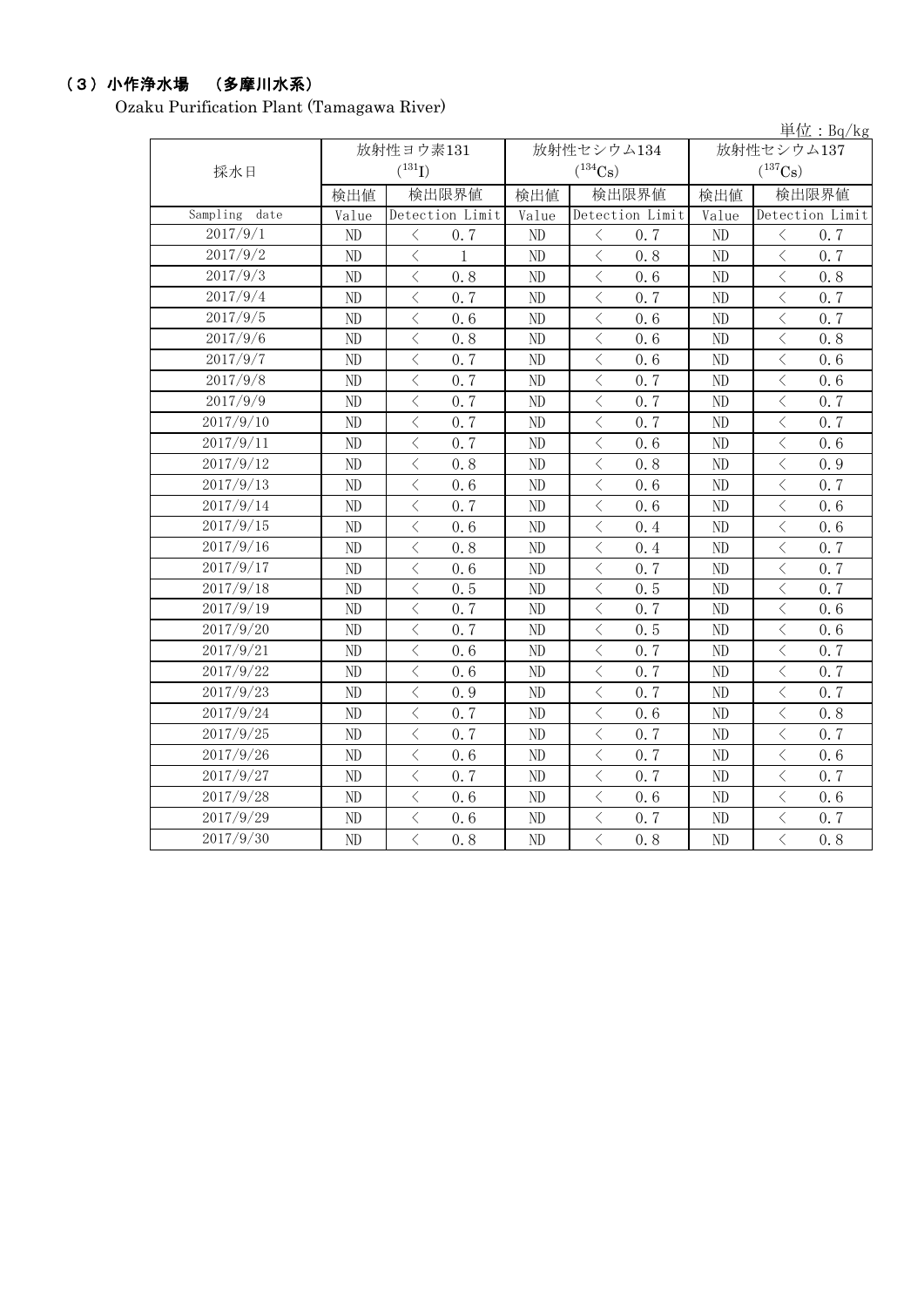## （３）小作浄水場　（多摩川水系）

Ozaku Purification Plant (Tamagawa River)

単位：Bq/kg

| 採水日 | 放射性ヨウ素131 ($^{131}I$) | | 放射性セシウム134 ($^{134}Cs$) | | 放射性セシウム137 ($^{137}Cs$) | |
|---|---|---|---|---|---|---|
| | 検出値 | 検出限界値 | 検出値 | 検出限界値 | 検出値 | 検出限界値 |
| Sampling date | Value | Detection Limit | Value | Detection Limit | Value | Detection Limit |
| 2017/9/1 | ND | ＜ 0.7 | ND | ＜ 0.7 | ND | ＜ 0.7 |
| 2017/9/2 | ND | ＜ 1 | ND | ＜ 0.8 | ND | ＜ 0.7 |
| 2017/9/3 | ND | ＜ 0.8 | ND | ＜ 0.6 | ND | ＜ 0.8 |
| 2017/9/4 | ND | ＜ 0.7 | ND | ＜ 0.7 | ND | ＜ 0.7 |
| 2017/9/5 | ND | ＜ 0.6 | ND | ＜ 0.6 | ND | ＜ 0.7 |
| 2017/9/6 | ND | ＜ 0.8 | ND | ＜ 0.6 | ND | ＜ 0.8 |
| 2017/9/7 | ND | ＜ 0.7 | ND | ＜ 0.6 | ND | ＜ 0.6 |
| 2017/9/8 | ND | ＜ 0.7 | ND | ＜ 0.7 | ND | ＜ 0.6 |
| 2017/9/9 | ND | ＜ 0.7 | ND | ＜ 0.7 | ND | ＜ 0.7 |
| 2017/9/10 | ND | ＜ 0.7 | ND | ＜ 0.7 | ND | ＜ 0.7 |
| 2017/9/11 | ND | ＜ 0.7 | ND | ＜ 0.6 | ND | ＜ 0.6 |
| 2017/9/12 | ND | ＜ 0.8 | ND | ＜ 0.8 | ND | ＜ 0.9 |
| 2017/9/13 | ND | ＜ 0.6 | ND | ＜ 0.6 | ND | ＜ 0.7 |
| 2017/9/14 | ND | ＜ 0.7 | ND | ＜ 0.6 | ND | ＜ 0.6 |
| 2017/9/15 | ND | ＜ 0.6 | ND | ＜ 0.4 | ND | ＜ 0.6 |
| 2017/9/16 | ND | ＜ 0.8 | ND | ＜ 0.4 | ND | ＜ 0.7 |
| 2017/9/17 | ND | ＜ 0.6 | ND | ＜ 0.7 | ND | ＜ 0.7 |
| 2017/9/18 | ND | ＜ 0.5 | ND | ＜ 0.5 | ND | ＜ 0.7 |
| 2017/9/19 | ND | ＜ 0.7 | ND | ＜ 0.7 | ND | ＜ 0.6 |
| 2017/9/20 | ND | ＜ 0.7 | ND | ＜ 0.5 | ND | ＜ 0.6 |
| 2017/9/21 | ND | ＜ 0.6 | ND | ＜ 0.7 | ND | ＜ 0.7 |
| 2017/9/22 | ND | ＜ 0.6 | ND | ＜ 0.7 | ND | ＜ 0.7 |
| 2017/9/23 | ND | ＜ 0.9 | ND | ＜ 0.7 | ND | ＜ 0.7 |
| 2017/9/24 | ND | ＜ 0.7 | ND | ＜ 0.6 | ND | ＜ 0.8 |
| 2017/9/25 | ND | ＜ 0.7 | ND | ＜ 0.7 | ND | ＜ 0.7 |
| 2017/9/26 | ND | ＜ 0.6 | ND | ＜ 0.7 | ND | ＜ 0.6 |
| 2017/9/27 | ND | ＜ 0.7 | ND | ＜ 0.7 | ND | ＜ 0.7 |
| 2017/9/28 | ND | ＜ 0.6 | ND | ＜ 0.6 | ND | ＜ 0.6 |
| 2017/9/29 | ND | ＜ 0.6 | ND | ＜ 0.7 | ND | ＜ 0.7 |
| 2017/9/30 | ND | ＜ 0.8 | ND | ＜ 0.8 | ND | ＜ 0.8 |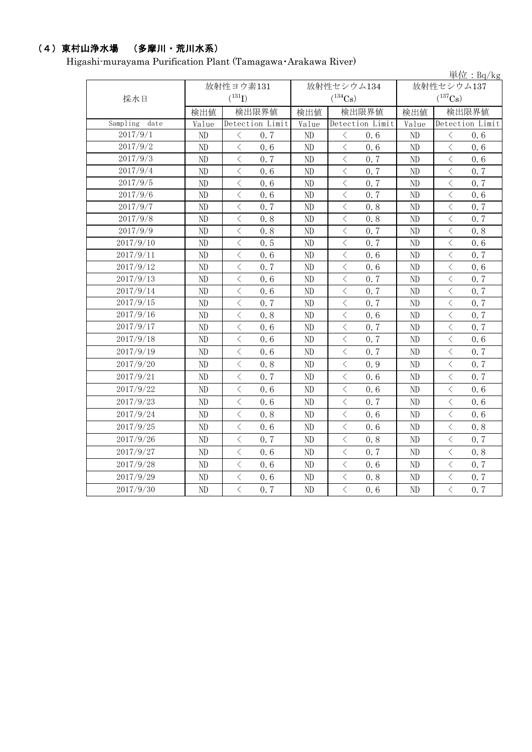## （4）東村山浄水場　（多摩川・荒川水系）

Higashi-murayama Purification Plant (Tamagawa･Arakawa River)

単位：Bq/kg

| 採水日 | 放射性ヨウ素131 ($^{131}I$) | | 放射性セシウム134 ($^{134}Cs$) | | 放射性セシウム137 ($^{137}Cs$) | |
|---|---|---|---|---|---|---|
| | 検出値 | 検出限界値 | 検出値 | 検出限界値 | 検出値 | 検出限界値 |
| Sampling date | Value | Detection Limit | Value | Detection Limit | Value | Detection Limit |
| 2017/9/1 | ND | ＜ 0.7 | ND | ＜ 0.6 | ND | ＜ 0.6 |
| 2017/9/2 | ND | ＜ 0.6 | ND | ＜ 0.6 | ND | ＜ 0.6 |
| 2017/9/3 | ND | ＜ 0.7 | ND | ＜ 0.7 | ND | ＜ 0.6 |
| 2017/9/4 | ND | ＜ 0.6 | ND | ＜ 0.7 | ND | ＜ 0.7 |
| 2017/9/5 | ND | ＜ 0.6 | ND | ＜ 0.7 | ND | ＜ 0.7 |
| 2017/9/6 | ND | ＜ 0.6 | ND | ＜ 0.7 | ND | ＜ 0.6 |
| 2017/9/7 | ND | ＜ 0.7 | ND | ＜ 0.8 | ND | ＜ 0.7 |
| 2017/9/8 | ND | ＜ 0.8 | ND | ＜ 0.8 | ND | ＜ 0.7 |
| 2017/9/9 | ND | ＜ 0.8 | ND | ＜ 0.7 | ND | ＜ 0.8 |
| 2017/9/10 | ND | ＜ 0.5 | ND | ＜ 0.7 | ND | ＜ 0.6 |
| 2017/9/11 | ND | ＜ 0.6 | ND | ＜ 0.6 | ND | ＜ 0.7 |
| 2017/9/12 | ND | ＜ 0.7 | ND | ＜ 0.6 | ND | ＜ 0.6 |
| 2017/9/13 | ND | ＜ 0.6 | ND | ＜ 0.7 | ND | ＜ 0.7 |
| 2017/9/14 | ND | ＜ 0.6 | ND | ＜ 0.7 | ND | ＜ 0.7 |
| 2017/9/15 | ND | ＜ 0.7 | ND | ＜ 0.7 | ND | ＜ 0.7 |
| 2017/9/16 | ND | ＜ 0.8 | ND | ＜ 0.6 | ND | ＜ 0.7 |
| 2017/9/17 | ND | ＜ 0.6 | ND | ＜ 0.7 | ND | ＜ 0.7 |
| 2017/9/18 | ND | ＜ 0.6 | ND | ＜ 0.7 | ND | ＜ 0.6 |
| 2017/9/19 | ND | ＜ 0.6 | ND | ＜ 0.7 | ND | ＜ 0.7 |
| 2017/9/20 | ND | ＜ 0.8 | ND | ＜ 0.9 | ND | ＜ 0.7 |
| 2017/9/21 | ND | ＜ 0.7 | ND | ＜ 0.6 | ND | ＜ 0.7 |
| 2017/9/22 | ND | ＜ 0.6 | ND | ＜ 0.6 | ND | ＜ 0.6 |
| 2017/9/23 | ND | ＜ 0.6 | ND | ＜ 0.7 | ND | ＜ 0.6 |
| 2017/9/24 | ND | ＜ 0.8 | ND | ＜ 0.6 | ND | ＜ 0.6 |
| 2017/9/25 | ND | ＜ 0.6 | ND | ＜ 0.6 | ND | ＜ 0.8 |
| 2017/9/26 | ND | ＜ 0.7 | ND | ＜ 0.8 | ND | ＜ 0.7 |
| 2017/9/27 | ND | ＜ 0.6 | ND | ＜ 0.7 | ND | ＜ 0.8 |
| 2017/9/28 | ND | ＜ 0.6 | ND | ＜ 0.6 | ND | ＜ 0.7 |
| 2017/9/29 | ND | ＜ 0.6 | ND | ＜ 0.8 | ND | ＜ 0.7 |
| 2017/9/30 | ND | ＜ 0.7 | ND | ＜ 0.6 | ND | ＜ 0.7 |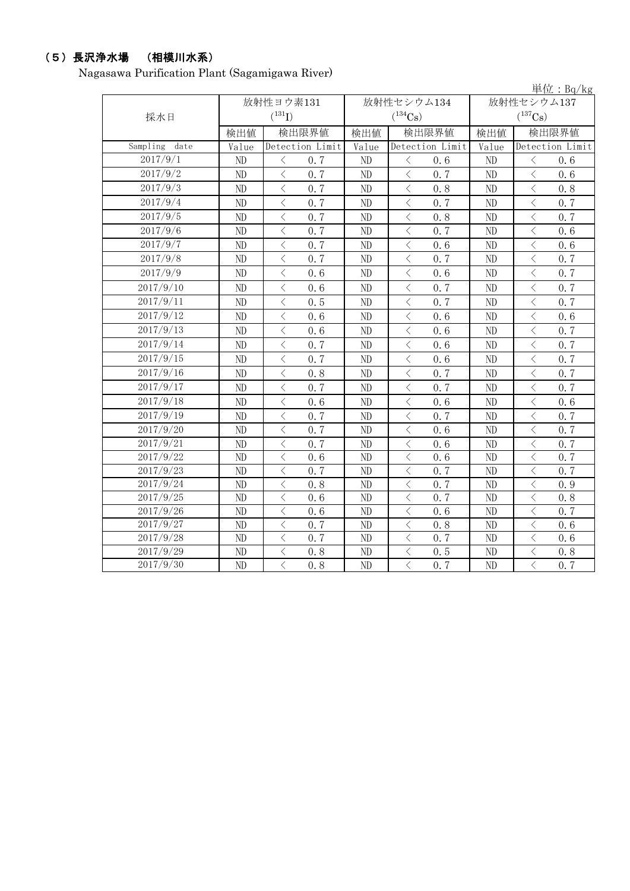## （5）長沢浄水場　（相模川水系）

Nagasawa Purification Plant (Sagamigawa River)

単位：Bq/kg

| 採水日 | 放射性ヨウ素131 ($^{131}I$) | | 放射性セシウム134 ($^{134}Cs$) | | 放射性セシウム137 ($^{137}Cs$) | |
|---|---|---|---|---|---|---|
| | 検出値 | 検出限界値 | 検出値 | 検出限界値 | 検出値 | 検出限界値 |
| Sampling date | Value | Detection Limit | Value | Detection Limit | Value | Detection Limit |
| 2017/9/1 | ND | ＜ 0.7 | ND | ＜ 0.6 | ND | ＜ 0.6 |
| 2017/9/2 | ND | ＜ 0.7 | ND | ＜ 0.7 | ND | ＜ 0.6 |
| 2017/9/3 | ND | ＜ 0.7 | ND | ＜ 0.8 | ND | ＜ 0.8 |
| 2017/9/4 | ND | ＜ 0.7 | ND | ＜ 0.7 | ND | ＜ 0.7 |
| 2017/9/5 | ND | ＜ 0.7 | ND | ＜ 0.8 | ND | ＜ 0.7 |
| 2017/9/6 | ND | ＜ 0.7 | ND | ＜ 0.7 | ND | ＜ 0.6 |
| 2017/9/7 | ND | ＜ 0.7 | ND | ＜ 0.6 | ND | ＜ 0.6 |
| 2017/9/8 | ND | ＜ 0.7 | ND | ＜ 0.7 | ND | ＜ 0.7 |
| 2017/9/9 | ND | ＜ 0.6 | ND | ＜ 0.6 | ND | ＜ 0.7 |
| 2017/9/10 | ND | ＜ 0.6 | ND | ＜ 0.7 | ND | ＜ 0.7 |
| 2017/9/11 | ND | ＜ 0.5 | ND | ＜ 0.7 | ND | ＜ 0.7 |
| 2017/9/12 | ND | ＜ 0.6 | ND | ＜ 0.6 | ND | ＜ 0.6 |
| 2017/9/13 | ND | ＜ 0.6 | ND | ＜ 0.6 | ND | ＜ 0.7 |
| 2017/9/14 | ND | ＜ 0.7 | ND | ＜ 0.6 | ND | ＜ 0.7 |
| 2017/9/15 | ND | ＜ 0.7 | ND | ＜ 0.6 | ND | ＜ 0.7 |
| 2017/9/16 | ND | ＜ 0.8 | ND | ＜ 0.7 | ND | ＜ 0.7 |
| 2017/9/17 | ND | ＜ 0.7 | ND | ＜ 0.7 | ND | ＜ 0.7 |
| 2017/9/18 | ND | ＜ 0.6 | ND | ＜ 0.6 | ND | ＜ 0.6 |
| 2017/9/19 | ND | ＜ 0.7 | ND | ＜ 0.7 | ND | ＜ 0.7 |
| 2017/9/20 | ND | ＜ 0.7 | ND | ＜ 0.6 | ND | ＜ 0.7 |
| 2017/9/21 | ND | ＜ 0.7 | ND | ＜ 0.6 | ND | ＜ 0.7 |
| 2017/9/22 | ND | ＜ 0.6 | ND | ＜ 0.6 | ND | ＜ 0.7 |
| 2017/9/23 | ND | ＜ 0.7 | ND | ＜ 0.7 | ND | ＜ 0.7 |
| 2017/9/24 | ND | ＜ 0.8 | ND | ＜ 0.7 | ND | ＜ 0.9 |
| 2017/9/25 | ND | ＜ 0.6 | ND | ＜ 0.7 | ND | ＜ 0.8 |
| 2017/9/26 | ND | ＜ 0.6 | ND | ＜ 0.6 | ND | ＜ 0.7 |
| 2017/9/27 | ND | ＜ 0.7 | ND | ＜ 0.8 | ND | ＜ 0.6 |
| 2017/9/28 | ND | ＜ 0.7 | ND | ＜ 0.7 | ND | ＜ 0.6 |
| 2017/9/29 | ND | ＜ 0.8 | ND | ＜ 0.5 | ND | ＜ 0.8 |
| 2017/9/30 | ND | ＜ 0.8 | ND | ＜ 0.7 | ND | ＜ 0.7 |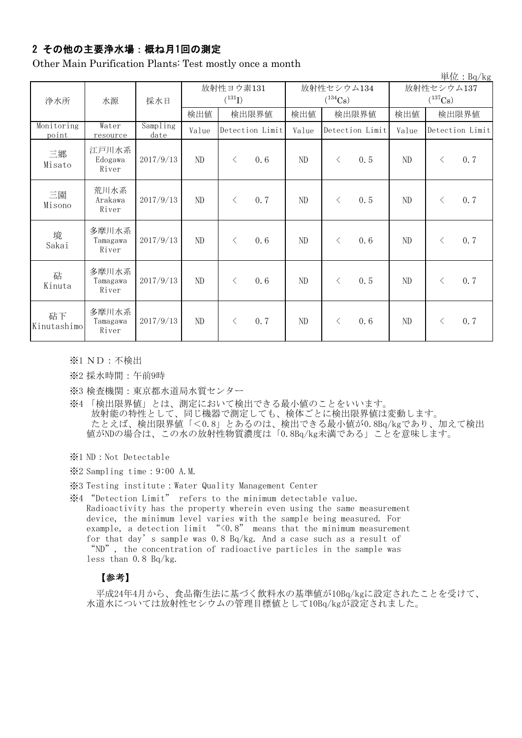## 2 その他の主要浄水場：概ね月1回の測定

Other Main Purification Plants: Test mostly once a month

単位：Bq/kg

| 浄水所 | 水源 | 採水日 | 放射性ヨウ素131 ($^{131}I$) | | 放射性セシウム134 ($^{134}Cs$) | | 放射性セシウム137 ($^{137}Cs$) | |
|---|---|---|---|---|---|---|---|---|
| | | | 検出値 | 検出限界値 | 検出値 | 検出限界値 | 検出値 | 検出限界値 |
| Monitoring point | Water resource | Sampling date | Value | Detection Limit | Value | Detection Limit | Value | Detection Limit |
| 三郷 Misato | 江戸川水系 Edogawa River | 2017/9/13 | ND | ＜ 0.6 | ND | ＜ 0.5 | ND | ＜ 0.7 |
| 三園 Misono | 荒川水系 Arakawa River | 2017/9/13 | ND | ＜ 0.7 | ND | ＜ 0.5 | ND | ＜ 0.7 |
| 境 Sakai | 多摩川水系 Tamagawa River | 2017/9/13 | ND | ＜ 0.6 | ND | ＜ 0.6 | ND | ＜ 0.7 |
| 砧 Kinuta | 多摩川水系 Tamagawa River | 2017/9/13 | ND | ＜ 0.6 | ND | ＜ 0.5 | ND | ＜ 0.7 |
| 砧下 Kinutashimo | 多摩川水系 Tamagawa River | 2017/9/13 | ND | ＜ 0.7 | ND | ＜ 0.6 | ND | ＜ 0.7 |

※1 ＮＤ：不検出

※2 採水時間：午前9時

※3 検査機関：東京都水道局水質センター

※4 「検出限界値」とは、測定において検出できる最小値のことをいいます。
放射能の特性として、同じ機器で測定しても、検体ごとに検出限界値は変動します。
たとえば、検出限界値「＜0.8」とあるのは、検出できる最小値が0.8Bq/kgであり、加えて検出値がNDの場合は、この水の放射性物質濃度は「0.8Bq/kg未満である」ことを意味します。

※1 ND：Not Detectable

※2 Sampling time：9:00 A.M.

※3 Testing institute：Water Quality Management Center

※4 "Detection Limit" refers to the minimum detectable value.
Radioactivity has the property wherein even using the same measurement device, the minimum level varies with the sample being measured. For example, a detection limit "<0.8" means that the minimum measurement for that day's sample was 0.8 Bq/kg. And a case such as a result of "ND", the concentration of radioactive particles in the sample was less than 0.8 Bq/kg.

【参考】

平成24年4月から、食品衛生法に基づく飲料水の基準値が10Bq/kgに設定されたことを受けて、水道水については放射性セシウムの管理目標値として10Bq/kgが設定されました。